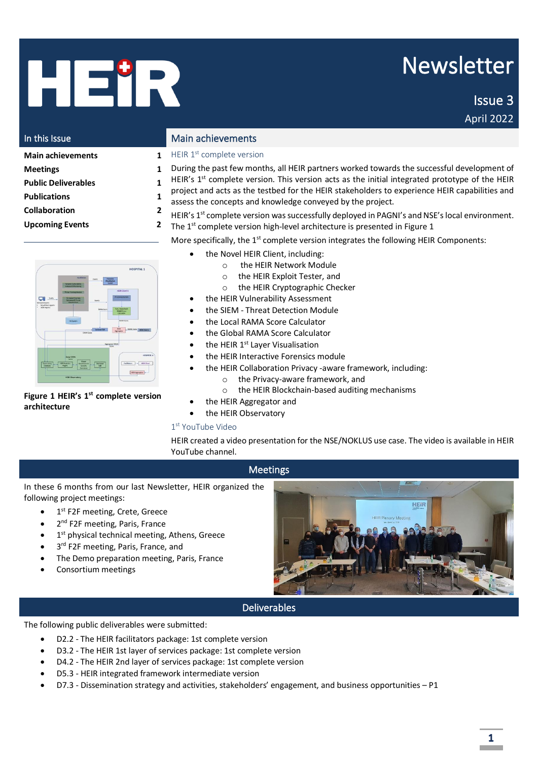# HEIR

# Newsletter

Issue 3

April 2022

## In this Issue

| | |
|---|---|
| **Main achievements** | **1** |
| **Meetings** | **1** |
| **Public Deliverables** | **1** |
| **Publications** | **1** |
| **Collaboration** | **2** |
| **Upcoming Events** | **2** |

## Main achievements

### HEIR 1st complete version

During the past few months, all HEIR partners worked towards the successful development of HEIR's 1st complete version. This version acts as the initial integrated prototype of the HEIR project and acts as the testbed for the HEIR stakeholders to experience HEIR capabilities and assess the concepts and knowledge conveyed by the project.

HEIR's 1st complete version was successfully deployed in PAGNI's and NSE's local environment. The 1st complete version high-level architecture is presented in Figure 1

More specifically, the 1st complete version integrates the following HEIR Components:

- the Novel HEIR Client, including:
  - the HEIR Network Module
  - the HEIR Exploit Tester, and
  - the HEIR Cryptographic Checker
- the HEIR Vulnerability Assessment
- the SIEM - Threat Detection Module
- the Local RAMA Score Calculator
- the Global RAMA Score Calculator
- the HEIR 1st Layer Visualisation
- the HEIR Interactive Forensics module
- the HEIR Collaboration Privacy -aware framework, including:
  - the Privacy-aware framework, and
  - the HEIR Blockchain-based auditing mechanisms
- the HEIR Aggregator and
- the HEIR Observatory

**Figure 1 HEIR's 1st complete version architecture**

### 1st YouTube Video

HEIR created a video presentation for the NSE/NOKLUS use case. The video is available in HEIR YouTube channel.

## Meetings

In these 6 months from our last Newsletter, HEIR organized the following project meetings:

- 1st F2F meeting, Crete, Greece
- 2nd F2F meeting, Paris, France
- 1st physical technical meeting, Athens, Greece
- 3rd F2F meeting, Paris, France, and
- The Demo preparation meeting, Paris, France
- Consortium meetings

## Deliverables

The following public deliverables were submitted:

- D2.2 - The HEIR facilitators package: 1st complete version
- D3.2 - The HEIR 1st layer of services package: 1st complete version
- D4.2 - The HEIR 2nd layer of services package: 1st complete version
- D5.3 - HEIR integrated framework intermediate version
- D7.3 - Dissemination strategy and activities, stakeholders' engagement, and business opportunities – P1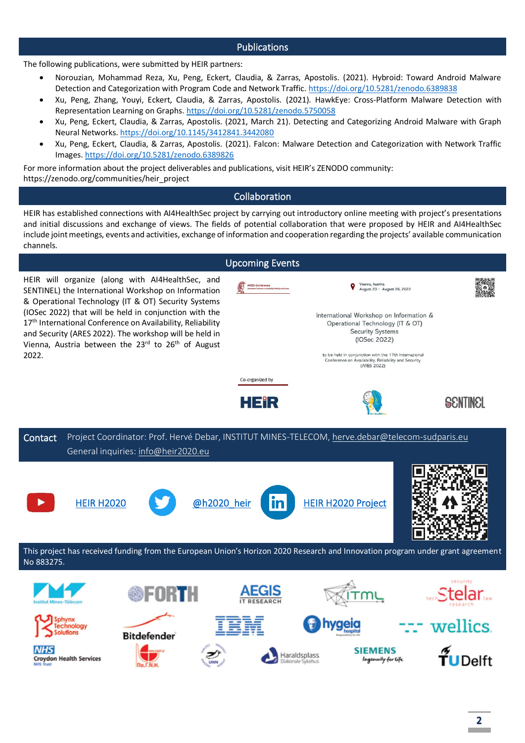## Publications

The following publications, were submitted by HEIR partners:

- Norouzian, Mohammad Reza, Xu, Peng, Eckert, Claudia, & Zarras, Apostolis. (2021). Hybroid: Toward Android Malware Detection and Categorization with Program Code and Network Traffic. https://doi.org/10.5281/zenodo.6389838
- Xu, Peng, Zhang, Youyi, Eckert, Claudia, & Zarras, Apostolis. (2021). HawkEye: Cross-Platform Malware Detection with Representation Learning on Graphs. https://doi.org/10.5281/zenodo.5750058
- Xu, Peng, Eckert, Claudia, & Zarras, Apostolis. (2021, March 21). Detecting and Categorizing Android Malware with Graph Neural Networks. https://doi.org/10.1145/3412841.3442080
- Xu, Peng, Eckert, Claudia, & Zarras, Apostolis. (2021). Falcon: Malware Detection and Categorization with Network Traffic Images. https://doi.org/10.5281/zenodo.6389826

For more information about the project deliverables and publications, visit HEIR's ZENODO community: https://zenodo.org/communities/heir_project

## Collaboration

HEIR has established connections with AI4HealthSec project by carrying out introductory online meeting with project's presentations and initial discussions and exchange of views. The fields of potential collaboration that were proposed by HEIR and AI4HealthSec include joint meetings, events and activities, exchange of information and cooperation regarding the projects' available communication channels.

## Upcoming Events

HEIR will organize (along with AI4HealthSec, and SENTINEL) the International Workshop on Information & Operational Technology (IT & OT) Security Systems (IOSec 2022) that will be held in conjunction with the 17th International Conference on Availability, Reliability and Security (ARES 2022). The workshop will be held in Vienna, Austria between the 23rd to 26th of August 2022.

ARES Conference

Vienna, Austria
August 23 – August 26, 2022

International Workshop on Information & Operational Technology (IT & OT) Security Systems (IOSec 2022)

to be held in conjunction with the 17th International Conference on Availability, Reliability and Security (ARES 2022)

Co-organized by

HEIR · AI4HealthSec · SENTINEL

**Contact** Project Coordinator: Prof. Hervé Debar, INSTITUT MINES-TELECOM, herve.debar@telecom-sudparis.eu
General inquiries: info@heir2020.eu

HEIR H2020 · @h2020_heir · HEIR H2020 Project

This project has received funding from the European Union's Horizon 2020 Research and Innovation program under grant agreement No 883275.

Institut Mines-Télécom · FORTH · AEGIS IT Research · ITML · Stelar · Sphynx Technology Solutions · Bitdefender · IBM · hygeia hospital · wellics · NHS Croydon Health Services · Pa.G.N.H. · UNN · Haraldsplass Diakonale Sykehus · SIEMENS · TU Delft